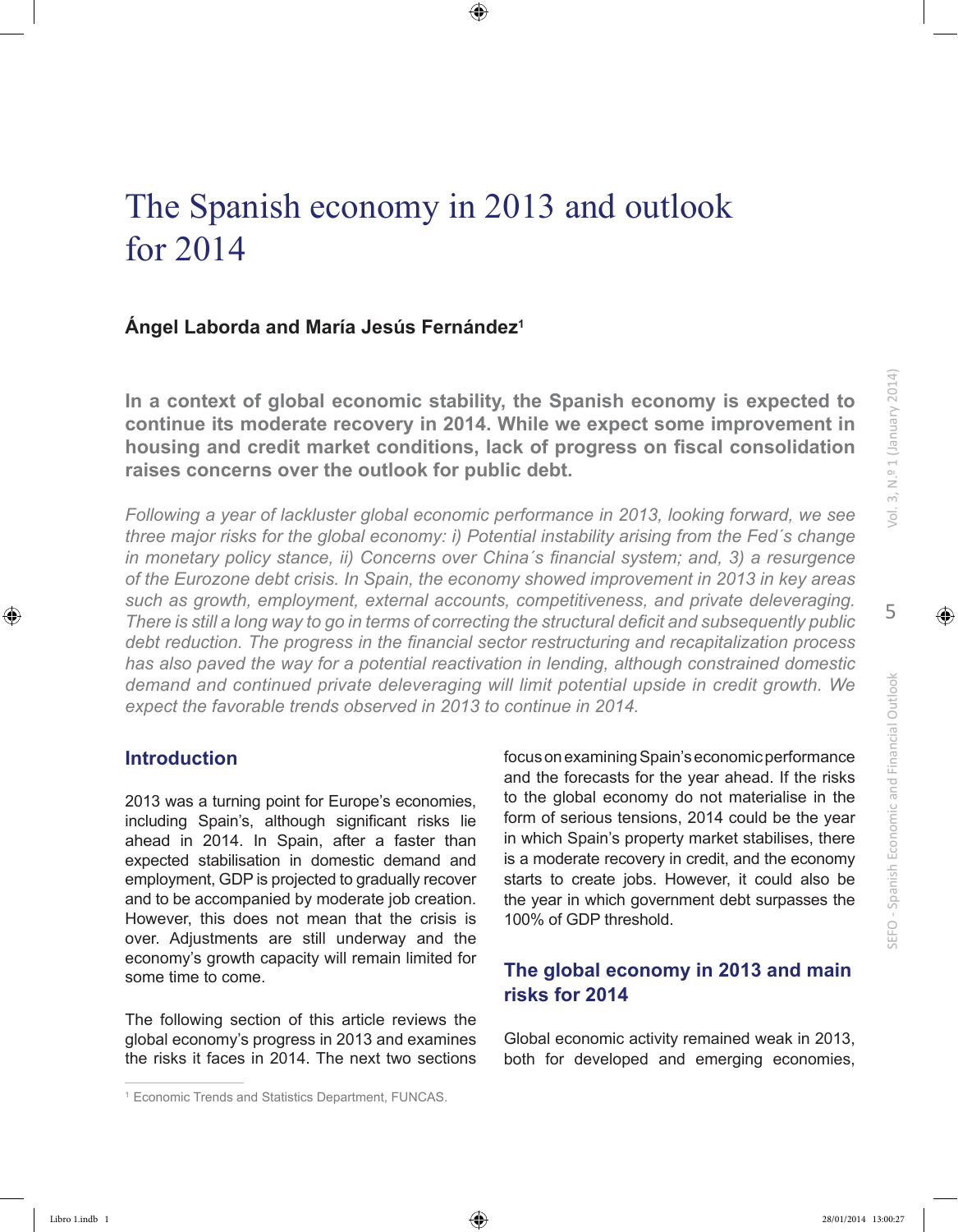# The Spanish economy in 2013 and outlook for 2014

**Ángel Laborda and María Jesús Fernández[1]**

**In a context of global economic stability, the Spanish economy is expected to continue its moderate recovery in 2014. While we expect some improvement in housing and credit market conditions, lack of progress on fiscal consolidation raises concerns over the outlook for public debt.**

*Following a year of lackluster global economic performance in 2013, looking forward, we see three major risks for the global economy: i) Potential instability arising from the Fed´s change in monetary policy stance, ii) Concerns over China´s financial system; and, 3) a resurgence of the Eurozone debt crisis. In Spain, the economy showed improvement in 2013 in key areas such as growth, employment, external accounts, competitiveness, and private deleveraging. There is still a long way to go in terms of correcting the structural deficit and subsequently public debt reduction. The progress in the financial sector restructuring and recapitalization process has also paved the way for a potential reactivation in lending, although constrained domestic demand and continued private deleveraging will limit potential upside in credit growth. We expect the favorable trends observed in 2013 to continue in 2014.*

## Introduction

2013 was a turning point for Europe's economies, including Spain's, although significant risks lie ahead in 2014. In Spain, after a faster than expected stabilisation in domestic demand and employment, GDP is projected to gradually recover and to be accompanied by moderate job creation. However, this does not mean that the crisis is over. Adjustments are still underway and the economy's growth capacity will remain limited for some time to come.

The following section of this article reviews the global economy's progress in 2013 and examines the risks it faces in 2014. The next two sections focus on examining Spain's economic performance and the forecasts for the year ahead. If the risks to the global economy do not materialise in the form of serious tensions, 2014 could be the year in which Spain's property market stabilises, there is a moderate recovery in credit, and the economy starts to create jobs. However, it could also be the year in which government debt surpasses the 100% of GDP threshold.

## The global economy in 2013 and main risks for 2014

Global economic activity remained weak in 2013, both for developed and emerging economies,

[1] Economic Trends and Statistics Department, FUNCAS.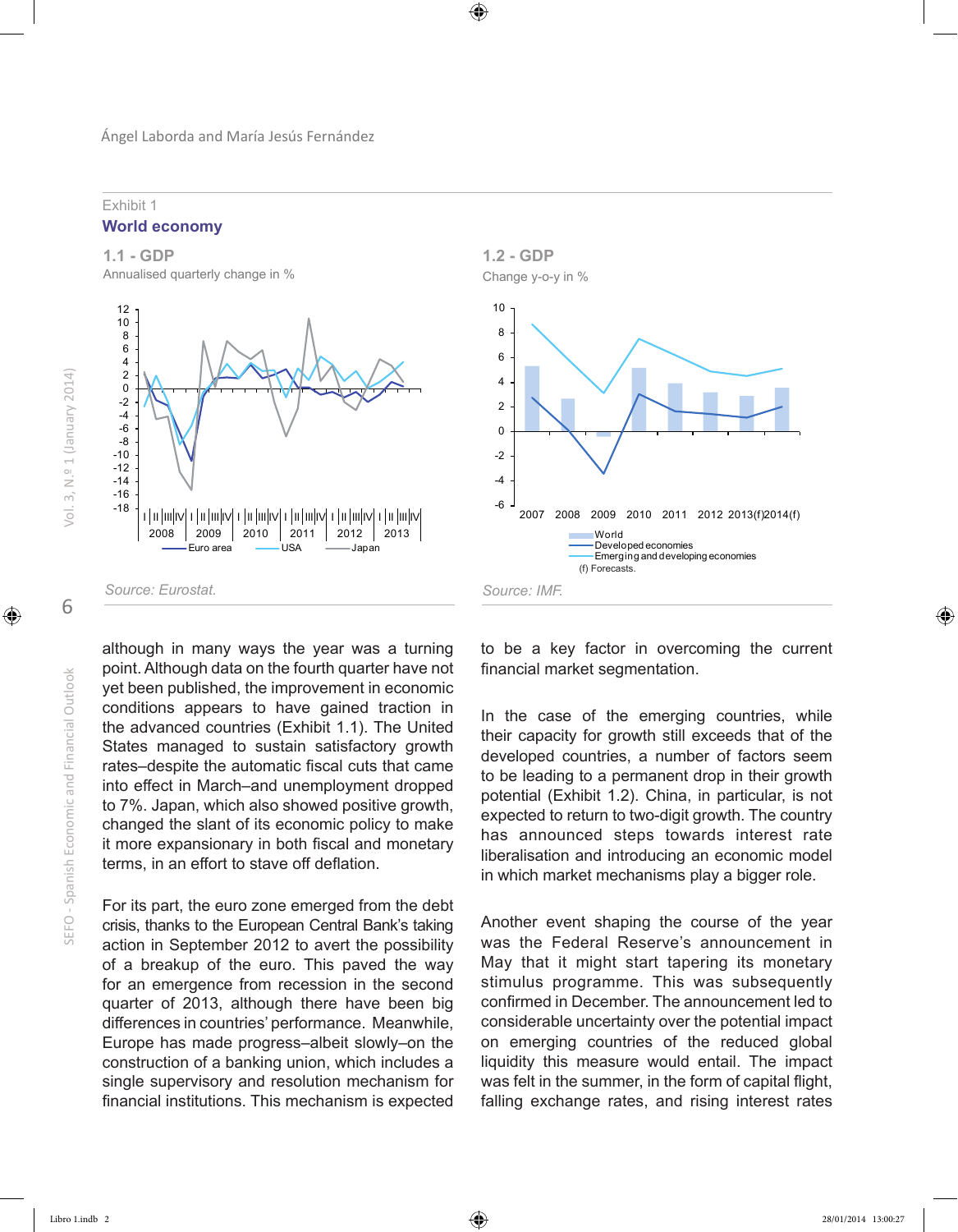Exhibit 1

## World economy

### 1.1 - GDP

Annualised quarterly change in %

Source: Eurostat.

### 1.2 - GDP

Change y-o-y in %

(f) Forecasts.

Source: IMF.

although in many ways the year was a turning point. Although data on the fourth quarter have not yet been published, the improvement in economic conditions appears to have gained traction in the advanced countries (Exhibit 1.1). The United States managed to sustain satisfactory growth rates–despite the automatic fiscal cuts that came into effect in March–and unemployment dropped to 7%. Japan, which also showed positive growth, changed the slant of its economic policy to make it more expansionary in both fiscal and monetary terms, in an effort to stave off deflation.

For its part, the euro zone emerged from the debt crisis, thanks to the European Central Bank's taking action in September 2012 to avert the possibility of a breakup of the euro. This paved the way for an emergence from recession in the second quarter of 2013, although there have been big differences in countries' performance. Meanwhile, Europe has made progress–albeit slowly–on the construction of a banking union, which includes a single supervisory and resolution mechanism for financial institutions. This mechanism is expected to be a key factor in overcoming the current financial market segmentation.

In the case of the emerging countries, while their capacity for growth still exceeds that of the developed countries, a number of factors seem to be leading to a permanent drop in their growth potential (Exhibit 1.2). China, in particular, is not expected to return to two-digit growth. The country has announced steps towards interest rate liberalisation and introducing an economic model in which market mechanisms play a bigger role.

Another event shaping the course of the year was the Federal Reserve's announcement in May that it might start tapering its monetary stimulus programme. This was subsequently confirmed in December. The announcement led to considerable uncertainty over the potential impact on emerging countries of the reduced global liquidity this measure would entail. The impact was felt in the summer, in the form of capital flight, falling exchange rates, and rising interest rates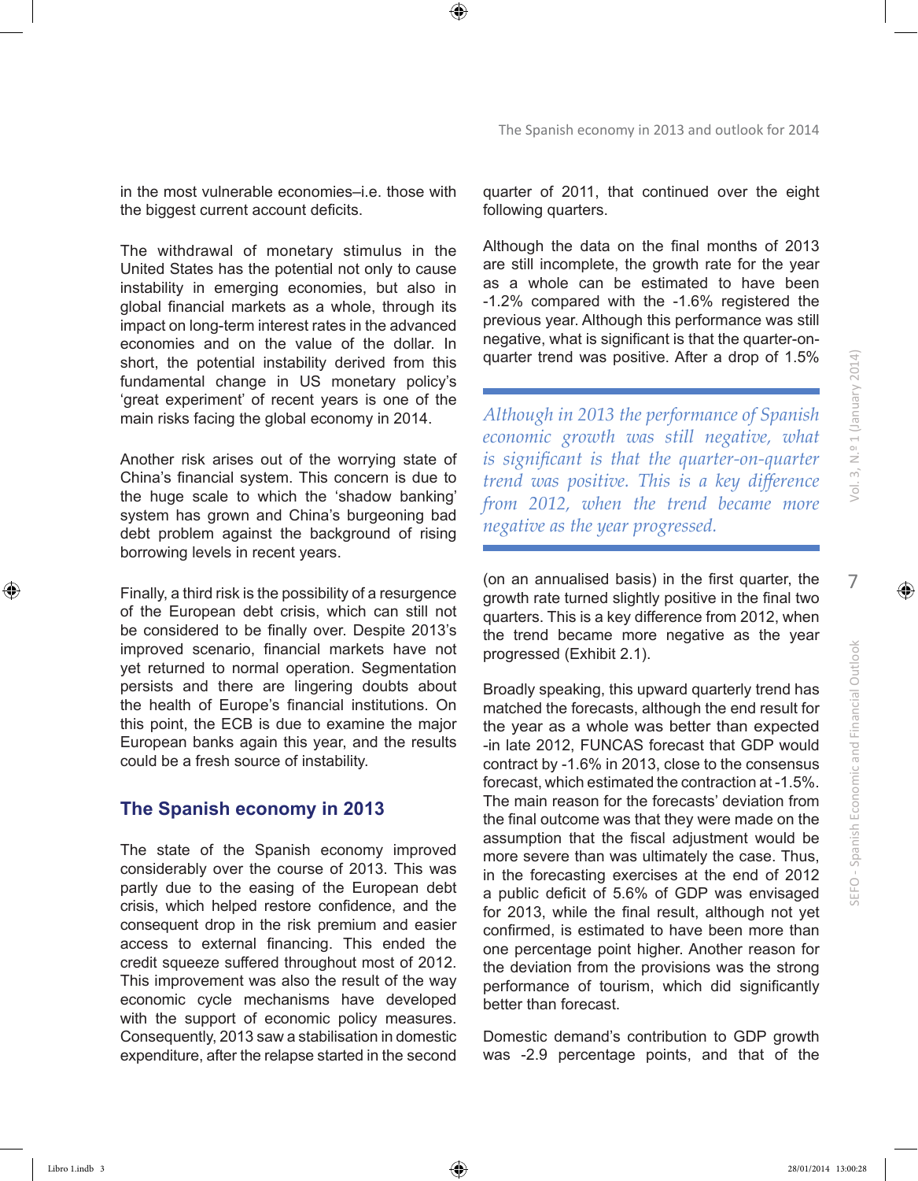in the most vulnerable economies–i.e. those with the biggest current account deficits.

The withdrawal of monetary stimulus in the United States has the potential not only to cause instability in emerging economies, but also in global financial markets as a whole, through its impact on long-term interest rates in the advanced economies and on the value of the dollar. In short, the potential instability derived from this fundamental change in US monetary policy's 'great experiment' of recent years is one of the main risks facing the global economy in 2014.

Another risk arises out of the worrying state of China's financial system. This concern is due to the huge scale to which the 'shadow banking' system has grown and China's burgeoning bad debt problem against the background of rising borrowing levels in recent years.

Finally, a third risk is the possibility of a resurgence of the European debt crisis, which can still not be considered to be finally over. Despite 2013's improved scenario, financial markets have not yet returned to normal operation. Segmentation persists and there are lingering doubts about the health of Europe's financial institutions. On this point, the ECB is due to examine the major European banks again this year, and the results could be a fresh source of instability.

## The Spanish economy in 2013

The state of the Spanish economy improved considerably over the course of 2013. This was partly due to the easing of the European debt crisis, which helped restore confidence, and the consequent drop in the risk premium and easier access to external financing. This ended the credit squeeze suffered throughout most of 2012. This improvement was also the result of the way economic cycle mechanisms have developed with the support of economic policy measures. Consequently, 2013 saw a stabilisation in domestic expenditure, after the relapse started in the second quarter of 2011, that continued over the eight following quarters.

Although the data on the final months of 2013 are still incomplete, the growth rate for the year as a whole can be estimated to have been -1.2% compared with the -1.6% registered the previous year. Although this performance was still negative, what is significant is that the quarter-on-quarter trend was positive. After a drop of 1.5% (on an annualised basis) in the first quarter, the growth rate turned slightly positive in the final two quarters. This is a key difference from 2012, when the trend became more negative as the year progressed (Exhibit 2.1).

*Although in 2013 the performance of Spanish economic growth was still negative, what is significant is that the quarter-on-quarter trend was positive. This is a key difference from 2012, when the trend became more negative as the year progressed.*

Broadly speaking, this upward quarterly trend has matched the forecasts, although the end result for the year as a whole was better than expected -in late 2012, FUNCAS forecast that GDP would contract by -1.6% in 2013, close to the consensus forecast, which estimated the contraction at -1.5%. The main reason for the forecasts' deviation from the final outcome was that they were made on the assumption that the fiscal adjustment would be more severe than was ultimately the case. Thus, in the forecasting exercises at the end of 2012 a public deficit of 5.6% of GDP was envisaged for 2013, while the final result, although not yet confirmed, is estimated to have been more than one percentage point higher. Another reason for the deviation from the provisions was the strong performance of tourism, which did significantly better than forecast.

Domestic demand's contribution to GDP growth was -2.9 percentage points, and that of the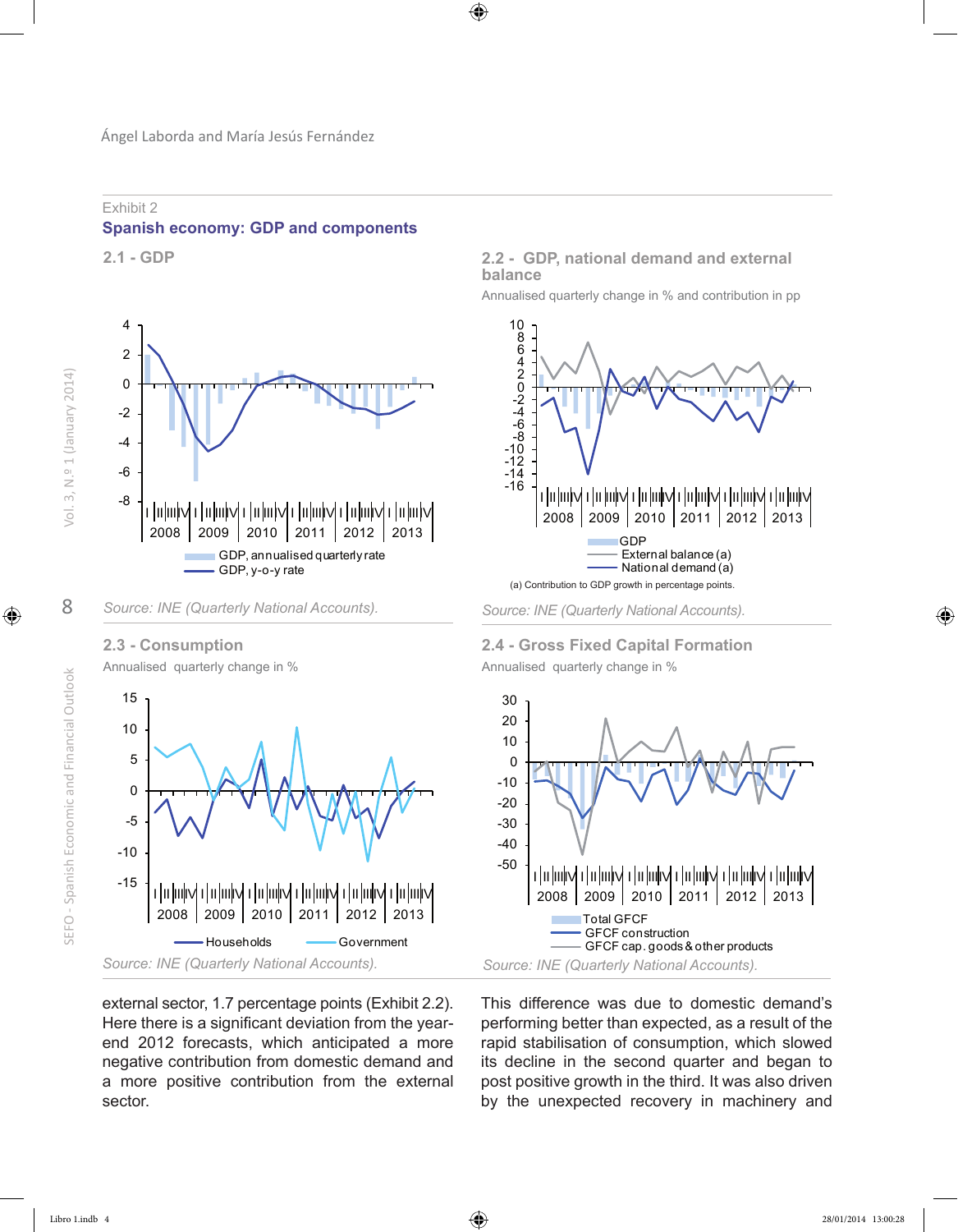Exhibit 2

## Spanish economy: GDP and components

### 2.1 - GDP

GDP, annualised quarterly rate
GDP, y-o-y rate

*Source: INE (Quarterly National Accounts).*

### 2.2 - GDP, national demand and external balance

Annualised quarterly change in % and contribution in pp

GDP
External balance (a)
National demand (a)

(a) Contribution to GDP growth in percentage points.

*Source: INE (Quarterly National Accounts).*

### 2.3 - Consumption

Annualised quarterly change in %

Households
Government

*Source: INE (Quarterly National Accounts).*

### 2.4 - Gross Fixed Capital Formation

Annualised quarterly change in %

Total GFCF
GFCF construction
GFCF cap. goods & other products

*Source: INE (Quarterly National Accounts).*

external sector, 1.7 percentage points (Exhibit 2.2). Here there is a significant deviation from the year-end 2012 forecasts, which anticipated a more negative contribution from domestic demand and a more positive contribution from the external sector.

This difference was due to domestic demand's performing better than expected, as a result of the rapid stabilisation of consumption, which slowed its decline in the second quarter and began to post positive growth in the third. It was also driven by the unexpected recovery in machinery and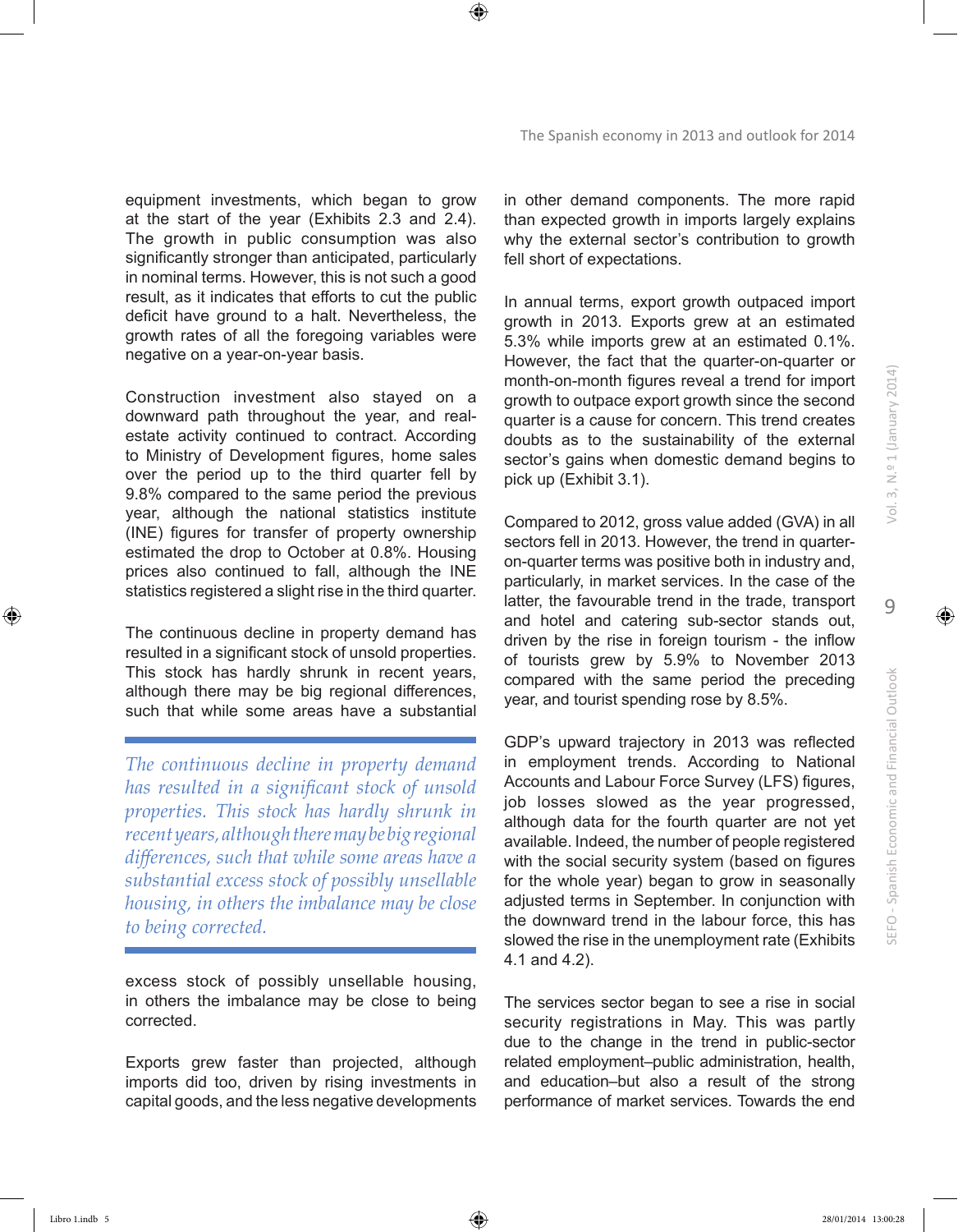equipment investments, which began to grow at the start of the year (Exhibits 2.3 and 2.4). The growth in public consumption was also significantly stronger than anticipated, particularly in nominal terms. However, this is not such a good result, as it indicates that efforts to cut the public deficit have ground to a halt. Nevertheless, the growth rates of all the foregoing variables were negative on a year-on-year basis.

Construction investment also stayed on a downward path throughout the year, and real-estate activity continued to contract. According to Ministry of Development figures, home sales over the period up to the third quarter fell by 9.8% compared to the same period the previous year, although the national statistics institute (INE) figures for transfer of property ownership estimated the drop to October at 0.8%. Housing prices also continued to fall, although the INE statistics registered a slight rise in the third quarter.

The continuous decline in property demand has resulted in a significant stock of unsold properties. This stock has hardly shrunk in recent years, although there may be big regional differences, such that while some areas have a substantial excess stock of possibly unsellable housing, in others the imbalance may be close to being corrected.

*The continuous decline in property demand has resulted in a significant stock of unsold properties. This stock has hardly shrunk in recent years, although there may be big regional differences, such that while some areas have a substantial excess stock of possibly unsellable housing, in others the imbalance may be close to being corrected.*

Exports grew faster than projected, although imports did too, driven by rising investments in capital goods, and the less negative developments in other demand components. The more rapid than expected growth in imports largely explains why the external sector's contribution to growth fell short of expectations.

In annual terms, export growth outpaced import growth in 2013. Exports grew at an estimated 5.3% while imports grew at an estimated 0.1%. However, the fact that the quarter-on-quarter or month-on-month figures reveal a trend for import growth to outpace export growth since the second quarter is a cause for concern. This trend creates doubts as to the sustainability of the external sector's gains when domestic demand begins to pick up (Exhibit 3.1).

Compared to 2012, gross value added (GVA) in all sectors fell in 2013. However, the trend in quarter-on-quarter terms was positive both in industry and, particularly, in market services. In the case of the latter, the favourable trend in the trade, transport and hotel and catering sub-sector stands out, driven by the rise in foreign tourism - the inflow of tourists grew by 5.9% to November 2013 compared with the same period the preceding year, and tourist spending rose by 8.5%.

GDP's upward trajectory in 2013 was reflected in employment trends. According to National Accounts and Labour Force Survey (LFS) figures, job losses slowed as the year progressed, although data for the fourth quarter are not yet available. Indeed, the number of people registered with the social security system (based on figures for the whole year) began to grow in seasonally adjusted terms in September. In conjunction with the downward trend in the labour force, this has slowed the rise in the unemployment rate (Exhibits 4.1 and 4.2).

The services sector began to see a rise in social security registrations in May. This was partly due to the change in the trend in public-sector related employment–public administration, health, and education–but also a result of the strong performance of market services. Towards the end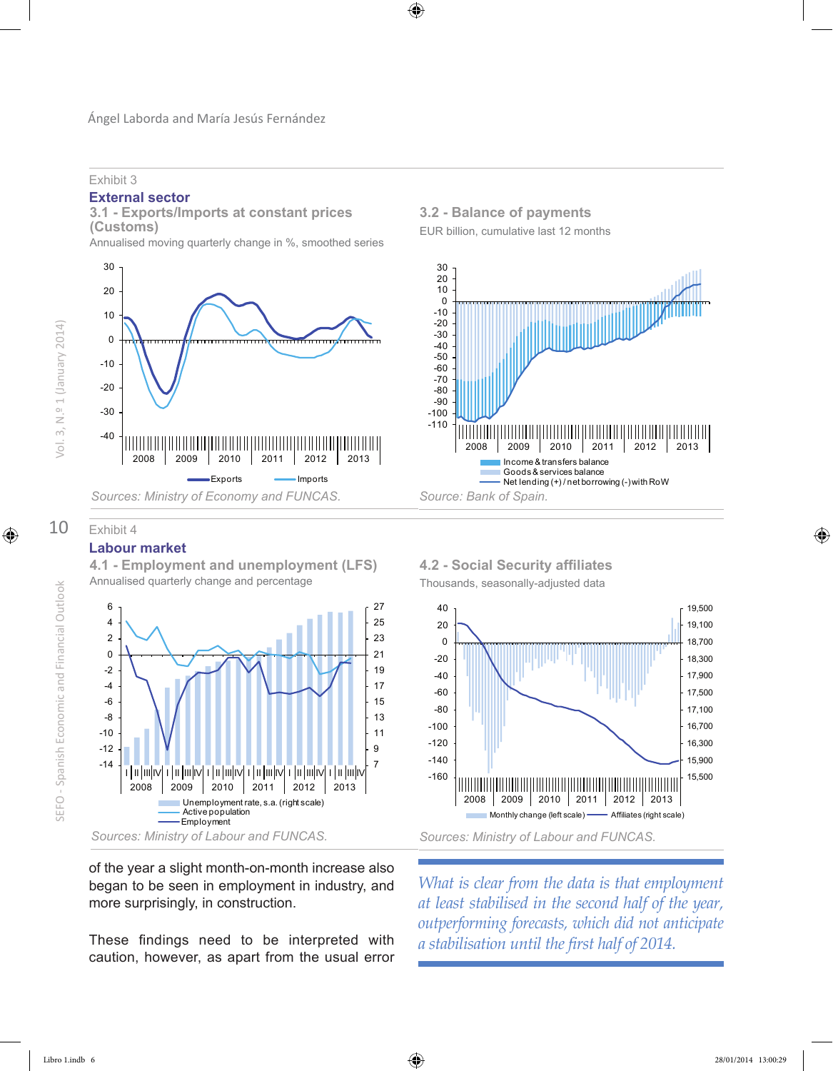Exhibit 3

## External sector

### 3.1 - Exports/Imports at constant prices (Customs)

Annualised moving quarterly change in %, smoothed series

Exports — Imports

*Sources: Ministry of Economy and FUNCAS.*

### 3.2 - Balance of payments

EUR billion, cumulative last 12 months

Income & transfers balance
Goods & services balance
Net lending (+) / net borrowing (-) with RoW

*Source: Bank of Spain.*

Exhibit 4

## Labour market

### 4.1 - Employment and unemployment (LFS)

Annualised quarterly change and percentage

Unemployment rate, s.a. (right scale)
Active population
Employment

*Sources: Ministry of Labour and FUNCAS.*

### 4.2 - Social Security affiliates

Thousands, seasonally-adjusted data

Monthly change (left scale) — Affiliates (right scale)

*Sources: Ministry of Labour and FUNCAS.*

of the year a slight month-on-month increase also began to be seen in employment in industry, and more surprisingly, in construction.

These findings need to be interpreted with caution, however, as apart from the usual error

*What is clear from the data is that employment at least stabilised in the second half of the year, outperforming forecasts, which did not anticipate a stabilisation until the first half of 2014.*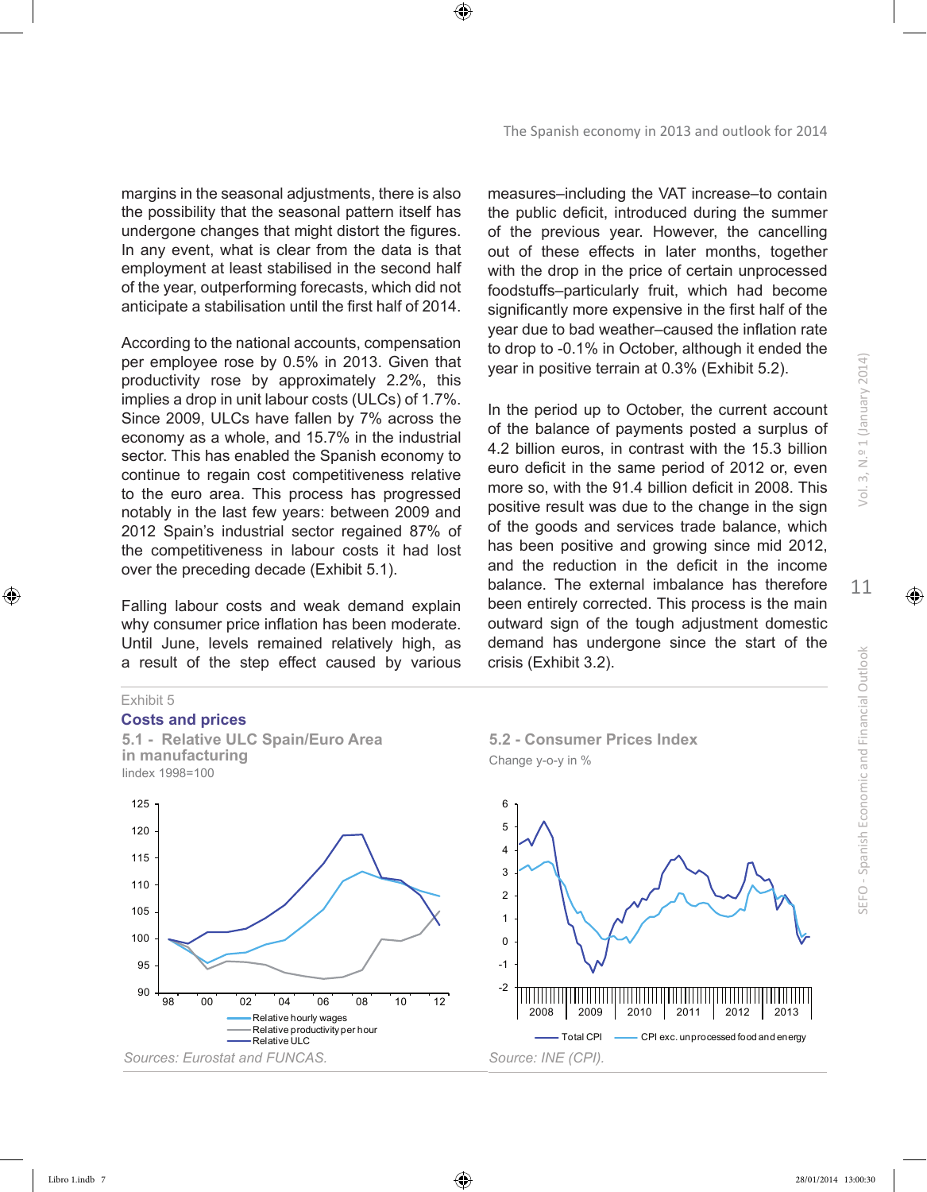margins in the seasonal adjustments, there is also the possibility that the seasonal pattern itself has undergone changes that might distort the figures. In any event, what is clear from the data is that employment at least stabilised in the second half of the year, outperforming forecasts, which did not anticipate a stabilisation until the first half of 2014.

According to the national accounts, compensation per employee rose by 0.5% in 2013. Given that productivity rose by approximately 2.2%, this implies a drop in unit labour costs (ULCs) of 1.7%. Since 2009, ULCs have fallen by 7% across the economy as a whole, and 15.7% in the industrial sector. This has enabled the Spanish economy to continue to regain cost competitiveness relative to the euro area. This process has progressed notably in the last few years: between 2009 and 2012 Spain's industrial sector regained 87% of the competitiveness in labour costs it had lost over the preceding decade (Exhibit 5.1).

Falling labour costs and weak demand explain why consumer price inflation has been moderate. Until June, levels remained relatively high, as a result of the step effect caused by various measures–including the VAT increase–to contain the public deficit, introduced during the summer of the previous year. However, the cancelling out of these effects in later months, together with the drop in the price of certain unprocessed foodstuffs–particularly fruit, which had become significantly more expensive in the first half of the year due to bad weather–caused the inflation rate to drop to -0.1% in October, although it ended the year in positive terrain at 0.3% (Exhibit 5.2).

In the period up to October, the current account of the balance of payments posted a surplus of 4.2 billion euros, in contrast with the 15.3 billion euro deficit in the same period of 2012 or, even more so, with the 91.4 billion deficit in 2008. This positive result was due to the change in the sign of the goods and services trade balance, which has been positive and growing since mid 2012, and the reduction in the deficit in the income balance. The external imbalance has therefore been entirely corrected. This process is the main outward sign of the tough adjustment domestic demand has undergone since the start of the crisis (Exhibit 3.2).

Exhibit 5

**Costs and prices**

**5.1 - Relative ULC Spain/Euro Area in manufacturing**

Iindex 1998=100

*Sources: Eurostat and FUNCAS.*

**5.2 - Consumer Prices Index**

Change y-o-y in %

*Source: INE (CPI).*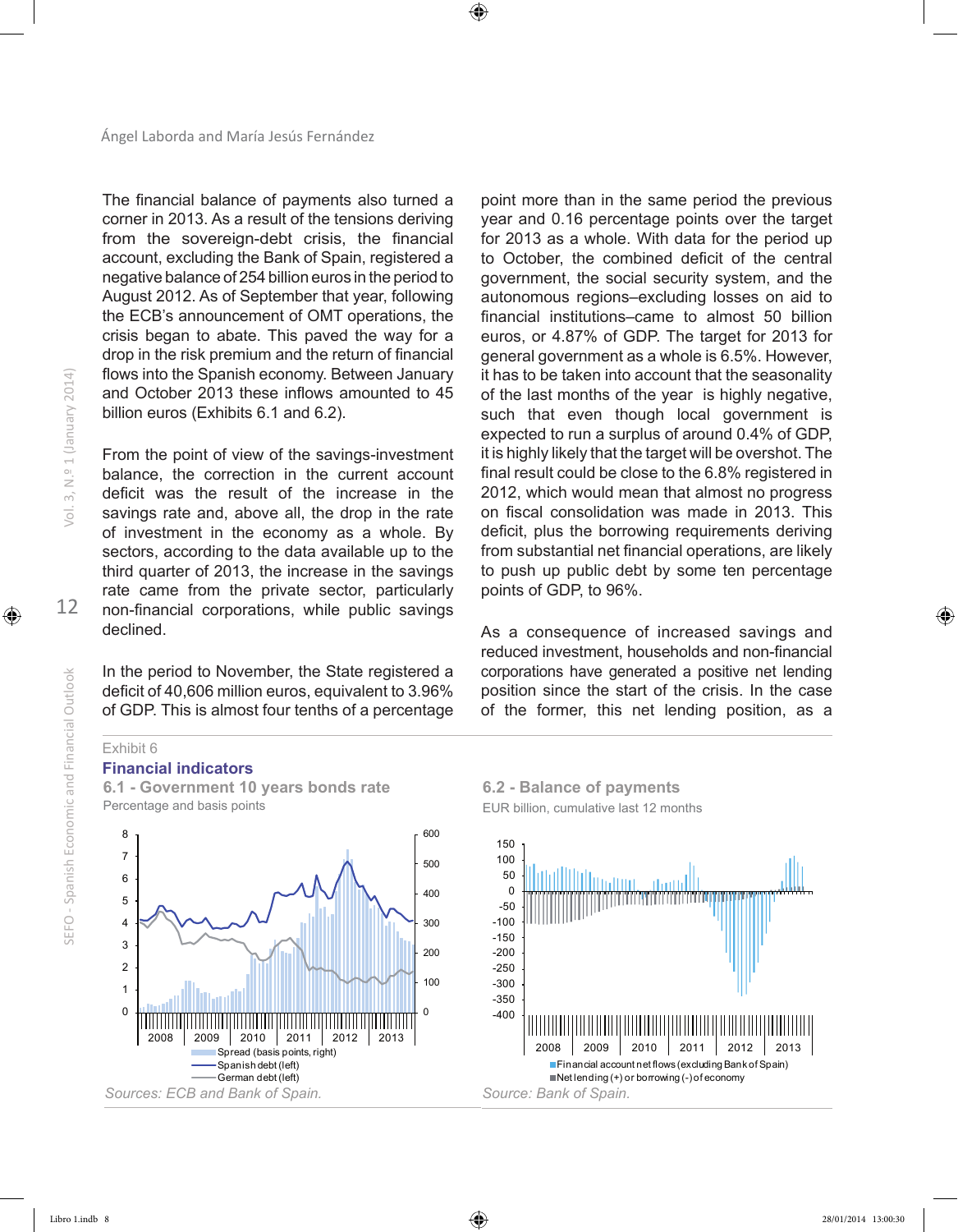The financial balance of payments also turned a corner in 2013. As a result of the tensions deriving from the sovereign-debt crisis, the financial account, excluding the Bank of Spain, registered a negative balance of 254 billion euros in the period to August 2012. As of September that year, following the ECB's announcement of OMT operations, the crisis began to abate. This paved the way for a drop in the risk premium and the return of financial flows into the Spanish economy. Between January and October 2013 these inflows amounted to 45 billion euros (Exhibits 6.1 and 6.2).

From the point of view of the savings-investment balance, the correction in the current account deficit was the result of the increase in the savings rate and, above all, the drop in the rate of investment in the economy as a whole. By sectors, according to the data available up to the third quarter of 2013, the increase in the savings rate came from the private sector, particularly non-financial corporations, while public savings declined.

In the period to November, the State registered a deficit of 40,606 million euros, equivalent to 3.96% of GDP. This is almost four tenths of a percentage point more than in the same period the previous year and 0.16 percentage points over the target for 2013 as a whole. With data for the period up to October, the combined deficit of the central government, the social security system, and the autonomous regions–excluding losses on aid to financial institutions–came to almost 50 billion euros, or 4.87% of GDP. The target for 2013 for general government as a whole is 6.5%. However, it has to be taken into account that the seasonality of the last months of the year is highly negative, such that even though local government is expected to run a surplus of around 0.4% of GDP, it is highly likely that the target will be overshot. The final result could be close to the 6.8% registered in 2012, which would mean that almost no progress on fiscal consolidation was made in 2013. This deficit, plus the borrowing requirements deriving from substantial net financial operations, are likely to push up public debt by some ten percentage points of GDP, to 96%.

As a consequence of increased savings and reduced investment, households and non-financial corporations have generated a positive net lending position since the start of the crisis. In the case of the former, this net lending position, as a

Exhibit 6

**Financial indicators**

**6.1 - Government 10 years bonds rate**

Percentage and basis points

Legend: Spread (basis points, right); Spanish debt (left); German debt (left)

*Sources: ECB and Bank of Spain.*

**6.2 - Balance of payments**

EUR billion, cumulative last 12 months

Legend: Financial account net flows (excluding Bank of Spain); Net lending (+) or borrowing (-) of economy

*Source: Bank of Spain.*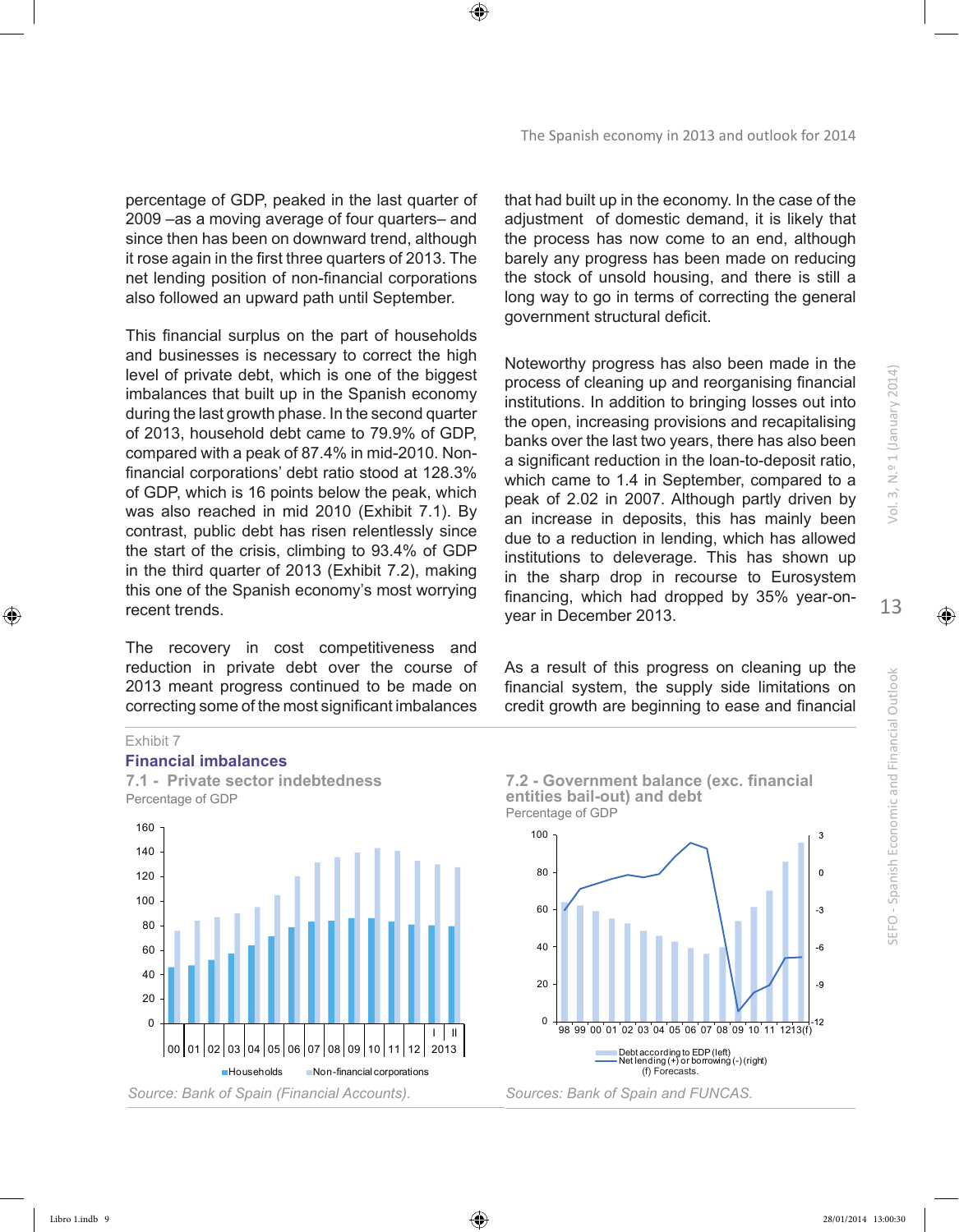percentage of GDP, peaked in the last quarter of 2009 –as a moving average of four quarters– and since then has been on downward trend, although it rose again in the first three quarters of 2013. The net lending position of non-financial corporations also followed an upward path until September.

This financial surplus on the part of households and businesses is necessary to correct the high level of private debt, which is one of the biggest imbalances that built up in the Spanish economy during the last growth phase. In the second quarter of 2013, household debt came to 79.9% of GDP, compared with a peak of 87.4% in mid-2010. Non-financial corporations' debt ratio stood at 128.3% of GDP, which is 16 points below the peak, which was also reached in mid 2010 (Exhibit 7.1). By contrast, public debt has risen relentlessly since the start of the crisis, climbing to 93.4% of GDP in the third quarter of 2013 (Exhibit 7.2), making this one of the Spanish economy's most worrying recent trends.

The recovery in cost competitiveness and reduction in private debt over the course of 2013 meant progress continued to be made on correcting some of the most significant imbalances that had built up in the economy. In the case of the adjustment of domestic demand, it is likely that the process has now come to an end, although barely any progress has been made on reducing the stock of unsold housing, and there is still a long way to go in terms of correcting the general government structural deficit.

Noteworthy progress has also been made in the process of cleaning up and reorganising financial institutions. In addition to bringing losses out into the open, increasing provisions and recapitalising banks over the last two years, there has also been a significant reduction in the loan-to-deposit ratio, which came to 1.4 in September, compared to a peak of 2.02 in 2007. Although partly driven by an increase in deposits, this has mainly been due to a reduction in lending, which has allowed institutions to deleverage. This has shown up in the sharp drop in recourse to Eurosystem financing, which had dropped by 35% year-on-year in December 2013.

As a result of this progress on cleaning up the financial system, the supply side limitations on credit growth are beginning to ease and financial

Exhibit 7

**Financial imbalances**

**7.1 - Private sector indebtedness**

Percentage of GDP

Households | Non-financial corporations

*Source: Bank of Spain (Financial Accounts).*

**7.2 - Government balance (exc. financial entities bail-out) and debt**

Percentage of GDP

Debt according to EDP (left) | Net lending (+) or borrowing (-) (right)

(f) Forecasts.

*Sources: Bank of Spain and FUNCAS.*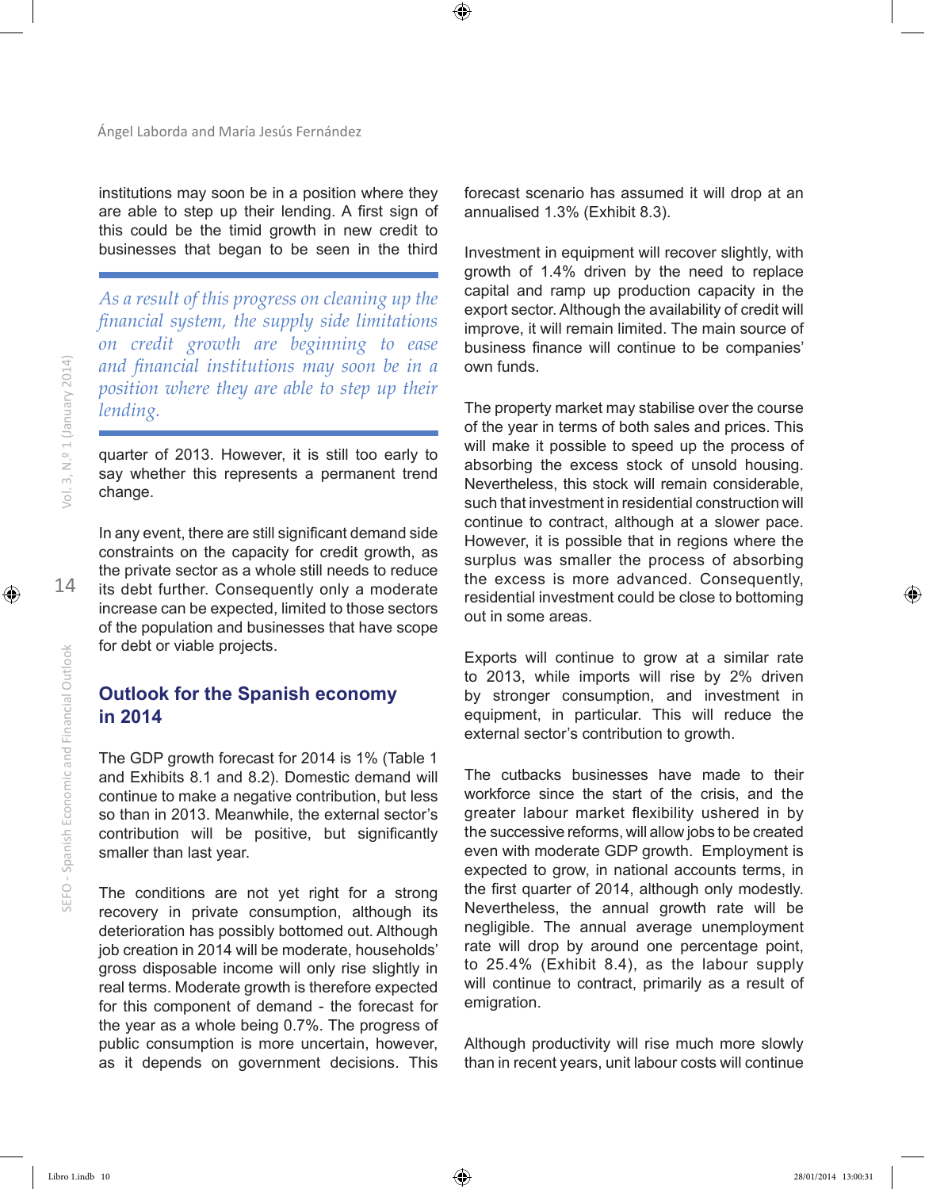institutions may soon be in a position where they are able to step up their lending. A first sign of this could be the timid growth in new credit to businesses that began to be seen in the third quarter of 2013. However, it is still too early to say whether this represents a permanent trend change.

*As a result of this progress on cleaning up the financial system, the supply side limitations on credit growth are beginning to ease and financial institutions may soon be in a position where they are able to step up their lending.*

In any event, there are still significant demand side constraints on the capacity for credit growth, as the private sector as a whole still needs to reduce its debt further. Consequently only a moderate increase can be expected, limited to those sectors of the population and businesses that have scope for debt or viable projects.

## Outlook for the Spanish economy in 2014

The GDP growth forecast for 2014 is 1% (Table 1 and Exhibits 8.1 and 8.2). Domestic demand will continue to make a negative contribution, but less so than in 2013. Meanwhile, the external sector's contribution will be positive, but significantly smaller than last year.

The conditions are not yet right for a strong recovery in private consumption, although its deterioration has possibly bottomed out. Although job creation in 2014 will be moderate, households' gross disposable income will only rise slightly in real terms. Moderate growth is therefore expected for this component of demand - the forecast for the year as a whole being 0.7%. The progress of public consumption is more uncertain, however, as it depends on government decisions. This forecast scenario has assumed it will drop at an annualised 1.3% (Exhibit 8.3).

Investment in equipment will recover slightly, with growth of 1.4% driven by the need to replace capital and ramp up production capacity in the export sector. Although the availability of credit will improve, it will remain limited. The main source of business finance will continue to be companies' own funds.

The property market may stabilise over the course of the year in terms of both sales and prices. This will make it possible to speed up the process of absorbing the excess stock of unsold housing. Nevertheless, this stock will remain considerable, such that investment in residential construction will continue to contract, although at a slower pace. However, it is possible that in regions where the surplus was smaller the process of absorbing the excess is more advanced. Consequently, residential investment could be close to bottoming out in some areas.

Exports will continue to grow at a similar rate to 2013, while imports will rise by 2% driven by stronger consumption, and investment in equipment, in particular. This will reduce the external sector's contribution to growth.

The cutbacks businesses have made to their workforce since the start of the crisis, and the greater labour market flexibility ushered in by the successive reforms, will allow jobs to be created even with moderate GDP growth. Employment is expected to grow, in national accounts terms, in the first quarter of 2014, although only modestly. Nevertheless, the annual growth rate will be negligible. The annual average unemployment rate will drop by around one percentage point, to 25.4% (Exhibit 8.4), as the labour supply will continue to contract, primarily as a result of emigration.

Although productivity will rise much more slowly than in recent years, unit labour costs will continue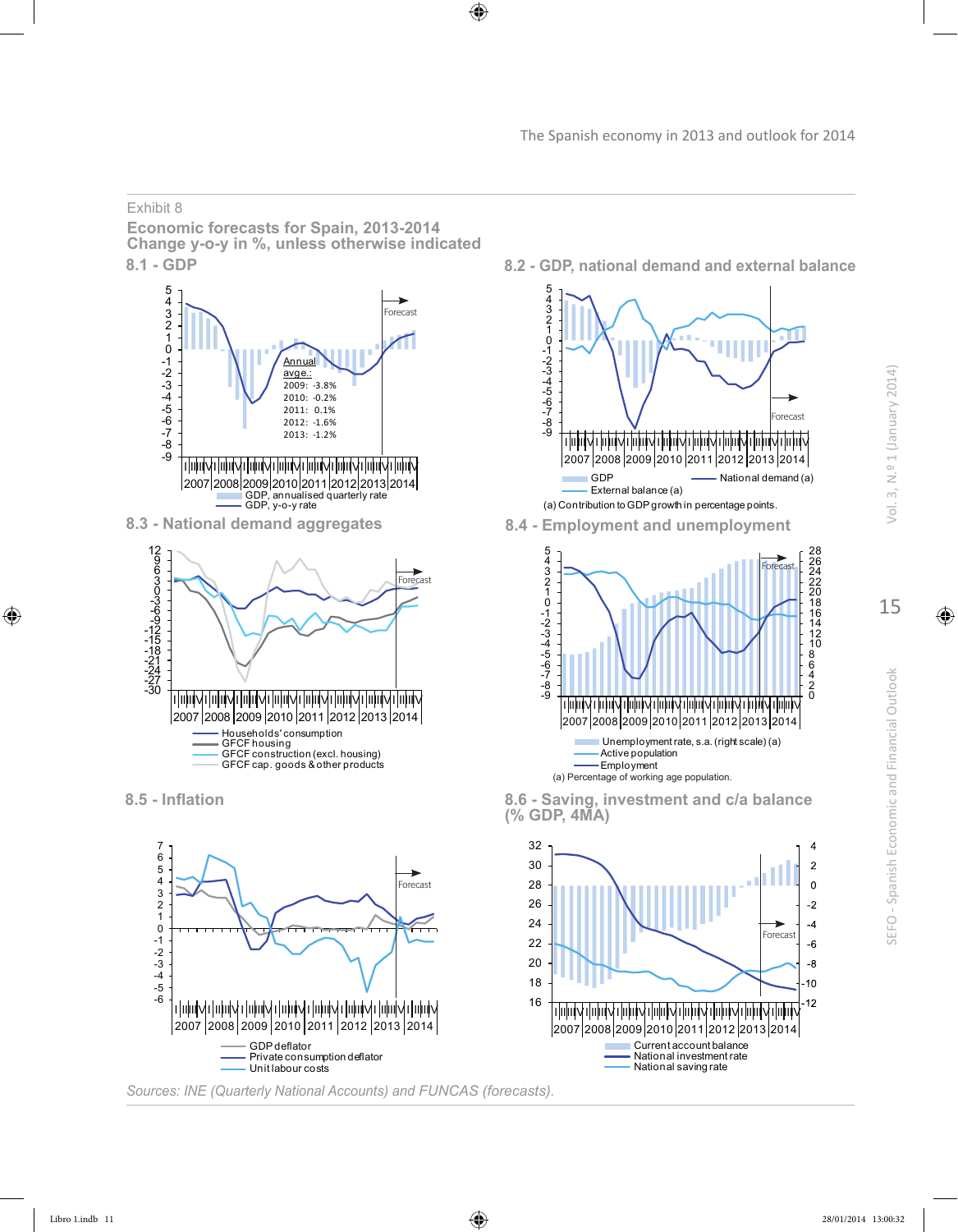Exhibit 8

## Economic forecasts for Spain, 2013-2014
### Change y-o-y in %, unless otherwise indicated

#### 8.1 - GDP

Annual avge.:
2009: -3.8%
2010: -0.2%
2011: 0.1%
2012: -1.6%
2013: -1.2%

Forecast

GDP, annualised quarterly rate
GDP, y-o-y rate

#### 8.2 - GDP, national demand and external balance

Forecast

GDP
National demand (a)
External balance (a)

(a) Contribution to GDP growth in percentage points.

#### 8.3 - National demand aggregates

Forecast

Households' consumption
GFCF housing
GFCF construction (excl. housing)
GFCF cap. goods & other products

#### 8.4 - Employment and unemployment

Forecast

Unemployment rate, s.a. (right scale) (a)
Active population
Employment

(a) Percentage of working age population.

#### 8.5 - Inflation

Forecast

GDP deflator
Private consumption deflator
Unit labour costs

#### 8.6 - Saving, investment and c/a balance (% GDP, 4MA)

Forecast

Current account balance
National investment rate
National saving rate

*Sources: INE (Quarterly National Accounts) and FUNCAS (forecasts).*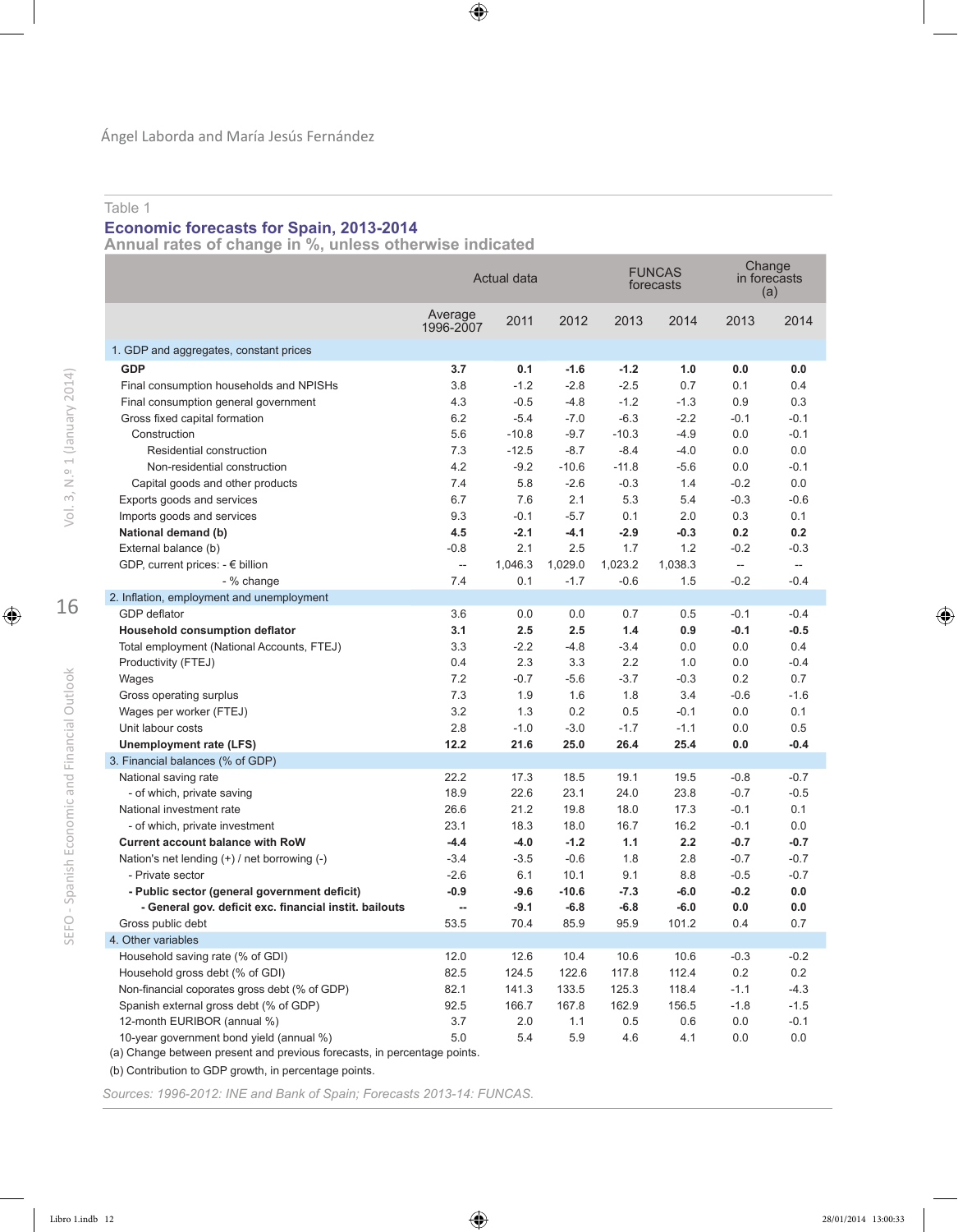Table 1

**Economic forecasts for Spain, 2013-2014**

Annual rates of change in %, unless otherwise indicated

| | Actual data | | | FUNCAS forecasts | | Change in forecasts (a) | |
|---|---|---|---|---|---|---|---|
| | Average 1996-2007 | 2011 | 2012 | 2013 | 2014 | 2013 | 2014 |
| 1. GDP and aggregates, constant prices | | | | | | | |
| **GDP** | **3.7** | **0.1** | **-1.6** | **-1.2** | **1.0** | **0.0** | **0.0** |
| Final consumption households and NPISHs | 3.8 | -1.2 | -2.8 | -2.5 | 0.7 | 0.1 | 0.4 |
| Final consumption general government | 4.3 | -0.5 | -4.8 | -1.2 | -1.3 | 0.9 | 0.3 |
| Gross fixed capital formation | 6.2 | -5.4 | -7.0 | -6.3 | -2.2 | -0.1 | -0.1 |
| Construction | 5.6 | -10.8 | -9.7 | -10.3 | -4.9 | 0.0 | -0.1 |
| Residential construction | 7.3 | -12.5 | -8.7 | -8.4 | -4.0 | 0.0 | 0.0 |
| Non-residential construction | 4.2 | -9.2 | -10.6 | -11.8 | -5.6 | 0.0 | -0.1 |
| Capital goods and other products | 7.4 | 5.8 | -2.6 | -0.3 | 1.4 | -0.2 | 0.0 |
| Exports goods and services | 6.7 | 7.6 | 2.1 | 5.3 | 5.4 | -0.3 | -0.6 |
| Imports goods and services | 9.3 | -0.1 | -5.7 | 0.1 | 2.0 | 0.3 | 0.1 |
| **National demand (b)** | **4.5** | **-2.1** | **-4.1** | **-2.9** | **-0.3** | **0.2** | **0.2** |
| External balance (b) | -0.8 | 2.1 | 2.5 | 1.7 | 1.2 | -0.2 | -0.3 |
| GDP, current prices: - € billion | -- | 1,046.3 | 1,029.0 | 1,023.2 | 1,038.3 | -- | -- |
| - % change | 7.4 | 0.1 | -1.7 | -0.6 | 1.5 | -0.2 | -0.4 |
| 2. Inflation, employment and unemployment | | | | | | | |
| GDP deflator | 3.6 | 0.0 | 0.0 | 0.7 | 0.5 | -0.1 | -0.4 |
| **Household consumption deflator** | **3.1** | **2.5** | **2.5** | **1.4** | **0.9** | **-0.1** | **-0.5** |
| Total employment (National Accounts, FTEJ) | 3.3 | -2.2 | -4.8 | -3.4 | 0.0 | 0.0 | 0.4 |
| Productivity (FTEJ) | 0.4 | 2.3 | 3.3 | 2.2 | 1.0 | 0.0 | -0.4 |
| Wages | 7.2 | -0.7 | -5.6 | -3.7 | -0.3 | 0.2 | 0.7 |
| Gross operating surplus | 7.3 | 1.9 | 1.6 | 1.8 | 3.4 | -0.6 | -1.6 |
| Wages per worker (FTEJ) | 3.2 | 1.3 | 0.2 | 0.5 | -0.1 | 0.0 | 0.1 |
| Unit labour costs | 2.8 | -1.0 | -3.0 | -1.7 | -1.1 | 0.0 | 0.5 |
| **Unemployment rate (LFS)** | **12.2** | **21.6** | **25.0** | **26.4** | **25.4** | **0.0** | **-0.4** |
| 3. Financial balances (% of GDP) | | | | | | | |
| National saving rate | 22.2 | 17.3 | 18.5 | 19.1 | 19.5 | -0.8 | -0.7 |
| - of which, private saving | 18.9 | 22.6 | 23.1 | 24.0 | 23.8 | -0.7 | -0.5 |
| National investment rate | 26.6 | 21.2 | 19.8 | 18.0 | 17.3 | -0.1 | 0.1 |
| - of which, private investment | 23.1 | 18.3 | 18.0 | 16.7 | 16.2 | -0.1 | 0.0 |
| **Current account balance with RoW** | **-4.4** | **-4.0** | **-1.2** | **1.1** | **2.2** | **-0.7** | **-0.7** |
| Nation's net lending (+) / net borrowing (-) | -3.4 | -3.5 | -0.6 | 1.8 | 2.8 | -0.7 | -0.7 |
| - Private sector | -2.6 | 6.1 | 10.1 | 9.1 | 8.8 | -0.5 | -0.7 |
| **- Public sector (general government deficit)** | **-0.9** | **-9.6** | **-10.6** | **-7.3** | **-6.0** | **-0.2** | **0.0** |
| **- General gov. deficit exc. financial instit. bailouts** | **--** | **-9.1** | **-6.8** | **-6.8** | **-6.0** | **0.0** | **0.0** |
| Gross public debt | 53.5 | 70.4 | 85.9 | 95.9 | 101.2 | 0.4 | 0.7 |
| 4. Other variables | | | | | | | |
| Household saving rate (% of GDI) | 12.0 | 12.6 | 10.4 | 10.6 | 10.6 | -0.3 | -0.2 |
| Household gross debt (% of GDI) | 82.5 | 124.5 | 122.6 | 117.8 | 112.4 | 0.2 | 0.2 |
| Non-financial coporates gross debt (% of GDP) | 82.1 | 141.3 | 133.5 | 125.3 | 118.4 | -1.1 | -4.3 |
| Spanish external gross debt (% of GDP) | 92.5 | 166.7 | 167.8 | 162.9 | 156.5 | -1.8 | -1.5 |
| 12-month EURIBOR (annual %) | 3.7 | 2.0 | 1.1 | 0.5 | 0.6 | 0.0 | -0.1 |
| 10-year government bond yield (annual %) | 5.0 | 5.4 | 5.9 | 4.6 | 4.1 | 0.0 | 0.0 |

(a) Change between present and previous forecasts, in percentage points.

(b) Contribution to GDP growth, in percentage points.

*Sources: 1996-2012: INE and Bank of Spain; Forecasts 2013-14: FUNCAS.*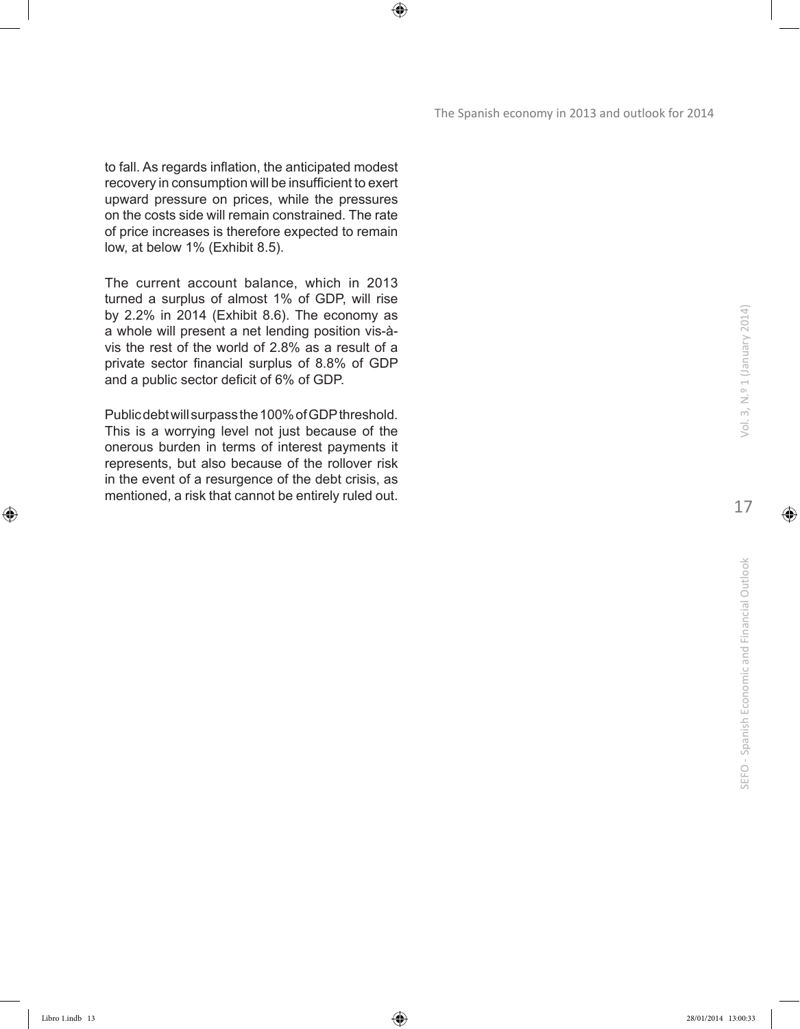to fall. As regards inflation, the anticipated modest recovery in consumption will be insufficient to exert upward pressure on prices, while the pressures on the costs side will remain constrained. The rate of price increases is therefore expected to remain low, at below 1% (Exhibit 8.5).

The current account balance, which in 2013 turned a surplus of almost 1% of GDP, will rise by 2.2% in 2014 (Exhibit 8.6). The economy as a whole will present a net lending position vis-à-vis the rest of the world of 2.8% as a result of a private sector financial surplus of 8.8% of GDP and a public sector deficit of 6% of GDP.

Public debt will surpass the 100% of GDP threshold. This is a worrying level not just because of the onerous burden in terms of interest payments it represents, but also because of the rollover risk in the event of a resurgence of the debt crisis, as mentioned, a risk that cannot be entirely ruled out.